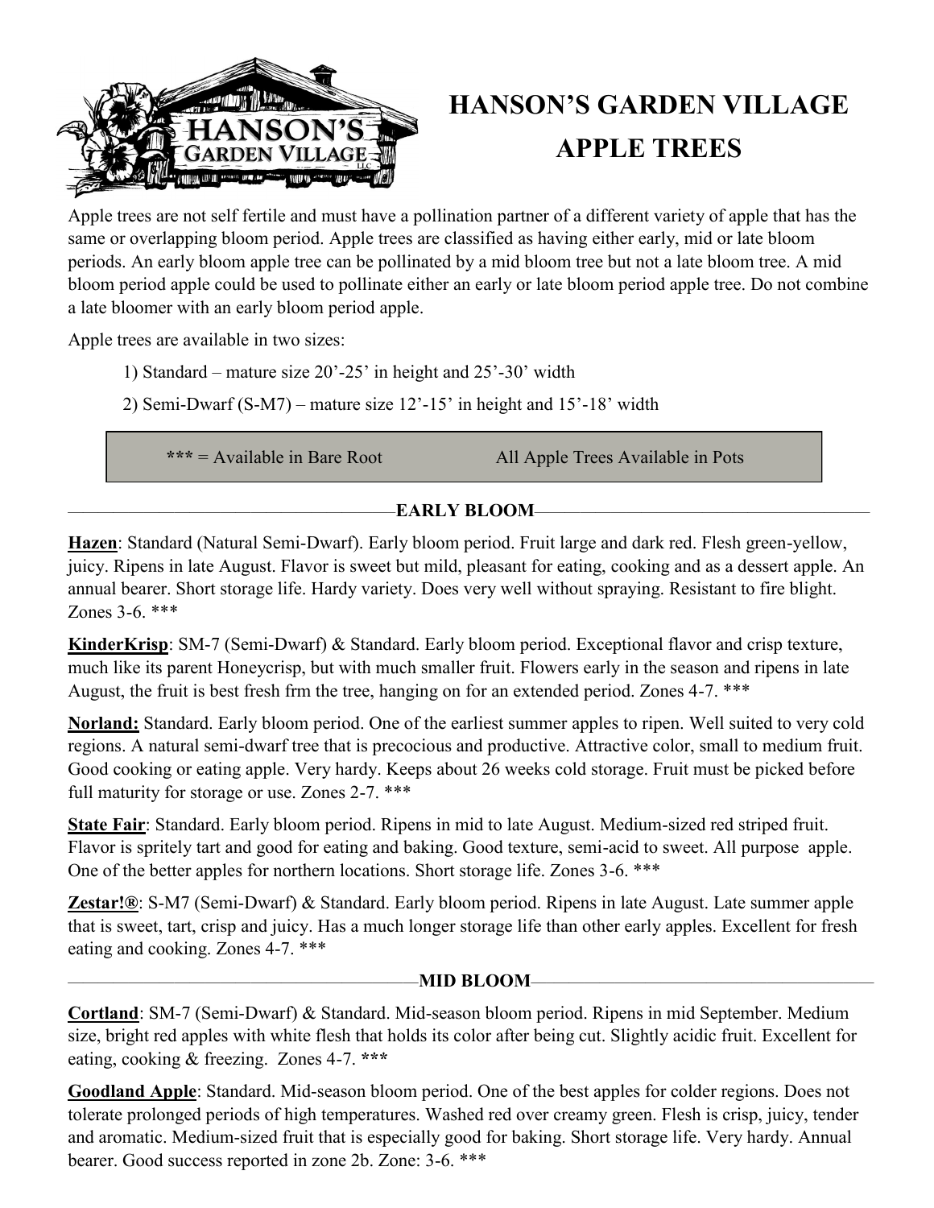# HANSON'S GARDEN VILLAGE
# APPLE TREES

Apple trees are not self fertile and must have a pollination partner of a different variety of apple that has the same or overlapping bloom period. Apple trees are classified as having either early, mid or late bloom periods. An early bloom apple tree can be pollinated by a mid bloom tree but not a late bloom tree. A mid bloom period apple could be used to pollinate either an early or late bloom period apple tree. Do not combine a late bloomer with an early bloom period apple.

Apple trees are available in two sizes:

1) Standard – mature size 20'-25' in height and 25'-30' width
2) Semi-Dwarf (S-M7) – mature size 12'-15' in height and 15'-18' width

| *** = Available in Bare Root | All Apple Trees Available in Pots |
|---|---|

## EARLY BLOOM

**Hazen**: Standard (Natural Semi-Dwarf). Early bloom period. Fruit large and dark red. Flesh green-yellow, juicy. Ripens in late August. Flavor is sweet but mild, pleasant for eating, cooking and as a dessert apple. An annual bearer. Short storage life. Hardy variety. Does very well without spraying. Resistant to fire blight. Zones 3-6. ***

**KinderKrisp**: SM-7 (Semi-Dwarf) & Standard. Early bloom period. Exceptional flavor and crisp texture, much like its parent Honeycrisp, but with much smaller fruit. Flowers early in the season and ripens in late August, the fruit is best fresh frm the tree, hanging on for an extended period. Zones 4-7. ***

**Norland:** Standard. Early bloom period. One of the earliest summer apples to ripen. Well suited to very cold regions. A natural semi-dwarf tree that is precocious and productive. Attractive color, small to medium fruit. Good cooking or eating apple. Very hardy. Keeps about 26 weeks cold storage. Fruit must be picked before full maturity for storage or use. Zones 2-7. ***

**State Fair**: Standard. Early bloom period. Ripens in mid to late August. Medium-sized red striped fruit. Flavor is spritely tart and good for eating and baking. Good texture, semi-acid to sweet. All purpose apple. One of the better apples for northern locations. Short storage life. Zones 3-6. ***

**Zestar!®**: S-M7 (Semi-Dwarf) & Standard. Early bloom period. Ripens in late August. Late summer apple that is sweet, tart, crisp and juicy. Has a much longer storage life than other early apples. Excellent for fresh eating and cooking. Zones 4-7. ***

## MID BLOOM

**Cortland**: SM-7 (Semi-Dwarf) & Standard. Mid-season bloom period. Ripens in mid September. Medium size, bright red apples with white flesh that holds its color after being cut. Slightly acidic fruit. Excellent for eating, cooking & freezing. Zones 4-7. ***

**Goodland Apple**: Standard. Mid-season bloom period. One of the best apples for colder regions. Does not tolerate prolonged periods of high temperatures. Washed red over creamy green. Flesh is crisp, juicy, tender and aromatic. Medium-sized fruit that is especially good for baking. Short storage life. Very hardy. Annual bearer. Good success reported in zone 2b. Zone: 3-6. ***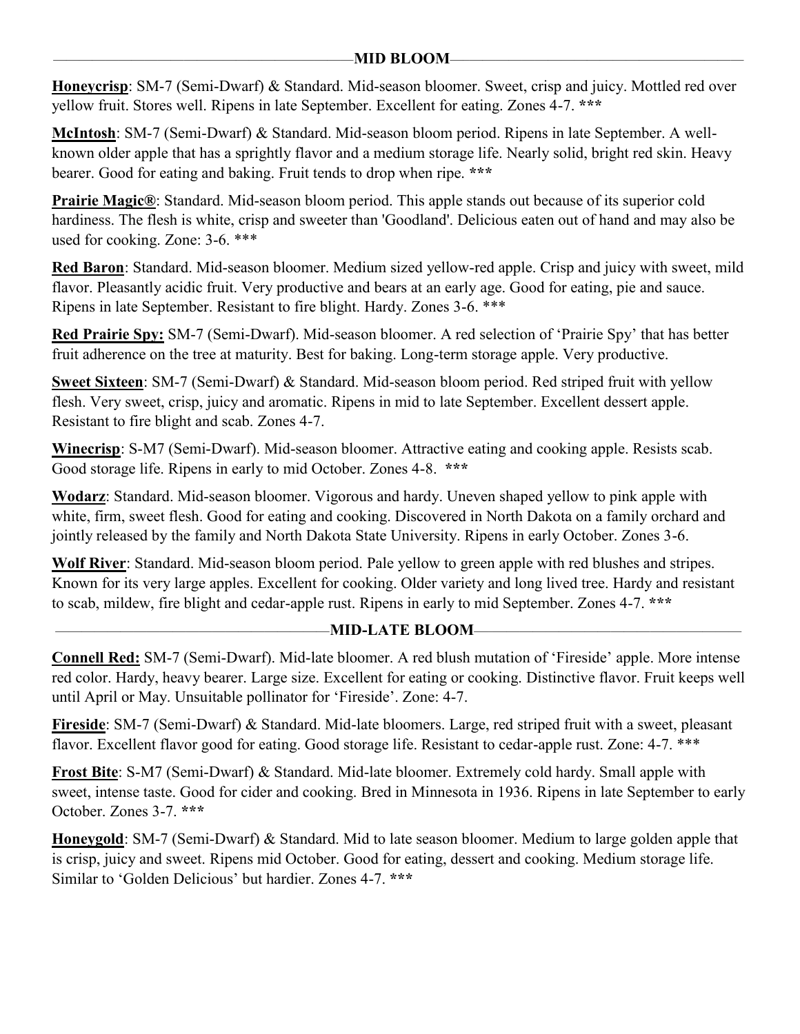## MID BLOOM

**Honeycrisp**: SM-7 (Semi-Dwarf) & Standard. Mid-season bloomer. Sweet, crisp and juicy. Mottled red over yellow fruit. Stores well. Ripens in late September. Excellent for eating. Zones 4-7. **\*\*\***

**McIntosh**: SM-7 (Semi-Dwarf) & Standard. Mid-season bloom period. Ripens in late September. A well-known older apple that has a sprightly flavor and a medium storage life. Nearly solid, bright red skin. Heavy bearer. Good for eating and baking. Fruit tends to drop when ripe. **\*\*\***

**Prairie Magic®**: Standard. Mid-season bloom period. This apple stands out because of its superior cold hardiness. The flesh is white, crisp and sweeter than 'Goodland'. Delicious eaten out of hand and may also be used for cooking. Zone: 3-6. \*\*\*

**Red Baron**: Standard. Mid-season bloomer. Medium sized yellow-red apple. Crisp and juicy with sweet, mild flavor. Pleasantly acidic fruit. Very productive and bears at an early age. Good for eating, pie and sauce. Ripens in late September. Resistant to fire blight. Hardy. Zones 3-6. \*\*\*

**Red Prairie Spy:** SM-7 (Semi-Dwarf). Mid-season bloomer. A red selection of 'Prairie Spy' that has better fruit adherence on the tree at maturity. Best for baking. Long-term storage apple. Very productive.

**Sweet Sixteen**: SM-7 (Semi-Dwarf) & Standard. Mid-season bloom period. Red striped fruit with yellow flesh. Very sweet, crisp, juicy and aromatic. Ripens in mid to late September. Excellent dessert apple. Resistant to fire blight and scab. Zones 4-7.

**Winecrisp**: S-M7 (Semi-Dwarf). Mid-season bloomer. Attractive eating and cooking apple. Resists scab. Good storage life. Ripens in early to mid October. Zones 4-8. **\*\*\***

**Wodarz**: Standard. Mid-season bloomer. Vigorous and hardy. Uneven shaped yellow to pink apple with white, firm, sweet flesh. Good for eating and cooking. Discovered in North Dakota on a family orchard and jointly released by the family and North Dakota State University. Ripens in early October. Zones 3-6.

**Wolf River**: Standard. Mid-season bloom period. Pale yellow to green apple with red blushes and stripes. Known for its very large apples. Excellent for cooking. Older variety and long lived tree. Hardy and resistant to scab, mildew, fire blight and cedar-apple rust. Ripens in early to mid September. Zones 4-7. **\*\*\***

## MID-LATE BLOOM

**Connell Red:** SM-7 (Semi-Dwarf). Mid-late bloomer. A red blush mutation of 'Fireside' apple. More intense red color. Hardy, heavy bearer. Large size. Excellent for eating or cooking. Distinctive flavor. Fruit keeps well until April or May. Unsuitable pollinator for 'Fireside'. Zone: 4-7.

**Fireside**: SM-7 (Semi-Dwarf) & Standard. Mid-late bloomers. Large, red striped fruit with a sweet, pleasant flavor. Excellent flavor good for eating. Good storage life. Resistant to cedar-apple rust. Zone: 4-7. \*\*\*

**Frost Bite**: S-M7 (Semi-Dwarf) & Standard. Mid-late bloomer. Extremely cold hardy. Small apple with sweet, intense taste. Good for cider and cooking. Bred in Minnesota in 1936. Ripens in late September to early October. Zones 3-7. **\*\*\***

**Honeygold**: SM-7 (Semi-Dwarf) & Standard. Mid to late season bloomer. Medium to large golden apple that is crisp, juicy and sweet. Ripens mid October. Good for eating, dessert and cooking. Medium storage life. Similar to 'Golden Delicious' but hardier. Zones 4-7. **\*\*\***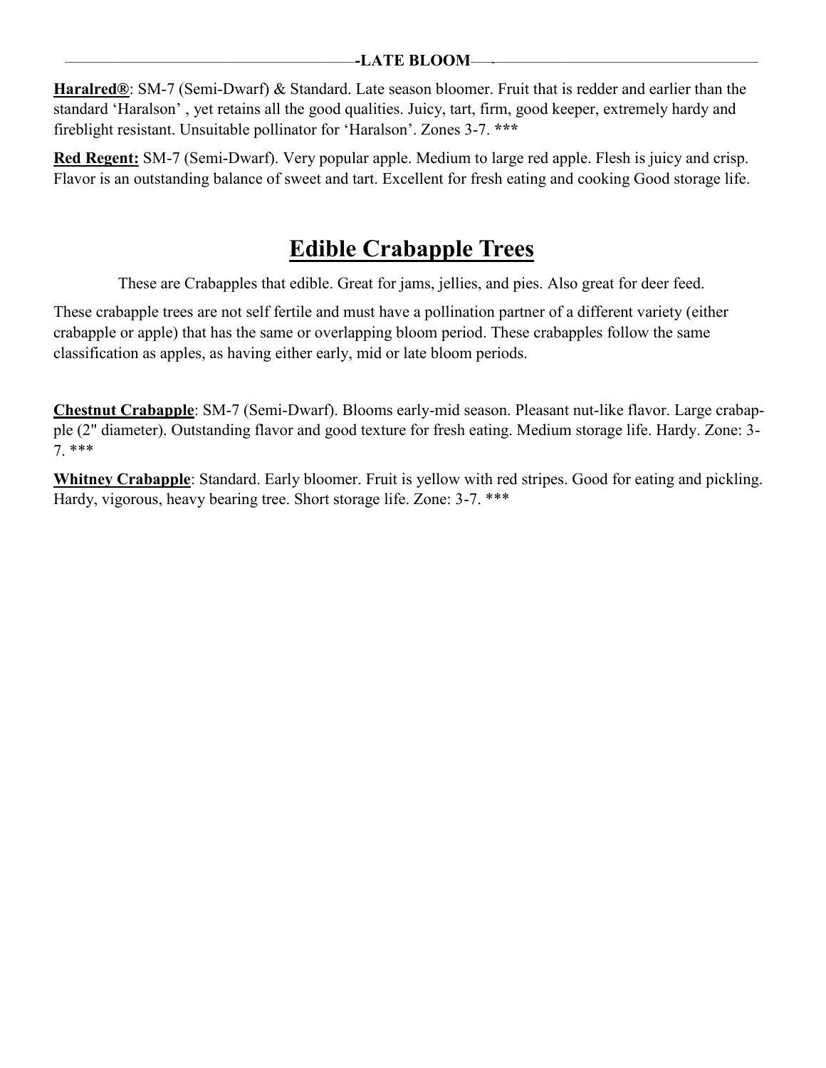**-LATE BLOOM-**

**Haralred®**: SM-7 (Semi-Dwarf) & Standard. Late season bloomer. Fruit that is redder and earlier than the standard 'Haralson' , yet retains all the good qualities. Juicy, tart, firm, good keeper, extremely hardy and fireblight resistant. Unsuitable pollinator for 'Haralson'. Zones 3-7. ***

**Red Regent:** SM-7 (Semi-Dwarf). Very popular apple. Medium to large red apple. Flesh is juicy and crisp. Flavor is an outstanding balance of sweet and tart. Excellent for fresh eating and cooking Good storage life.

# Edible Crabapple Trees

These are Crabapples that edible. Great for jams, jellies, and pies. Also great for deer feed.

These crabapple trees are not self fertile and must have a pollination partner of a different variety (either crabapple or apple) that has the same or overlapping bloom period. These crabapples follow the same classification as apples, as having either early, mid or late bloom periods.

**Chestnut Crabapple**: SM-7 (Semi-Dwarf). Blooms early-mid season. Pleasant nut-like flavor. Large crabapple (2" diameter). Outstanding flavor and good texture for fresh eating. Medium storage life. Hardy. Zone: 3-7. ***

**Whitney Crabapple**: Standard. Early bloomer. Fruit is yellow with red stripes. Good for eating and pickling. Hardy, vigorous, heavy bearing tree. Short storage life. Zone: 3-7. ***